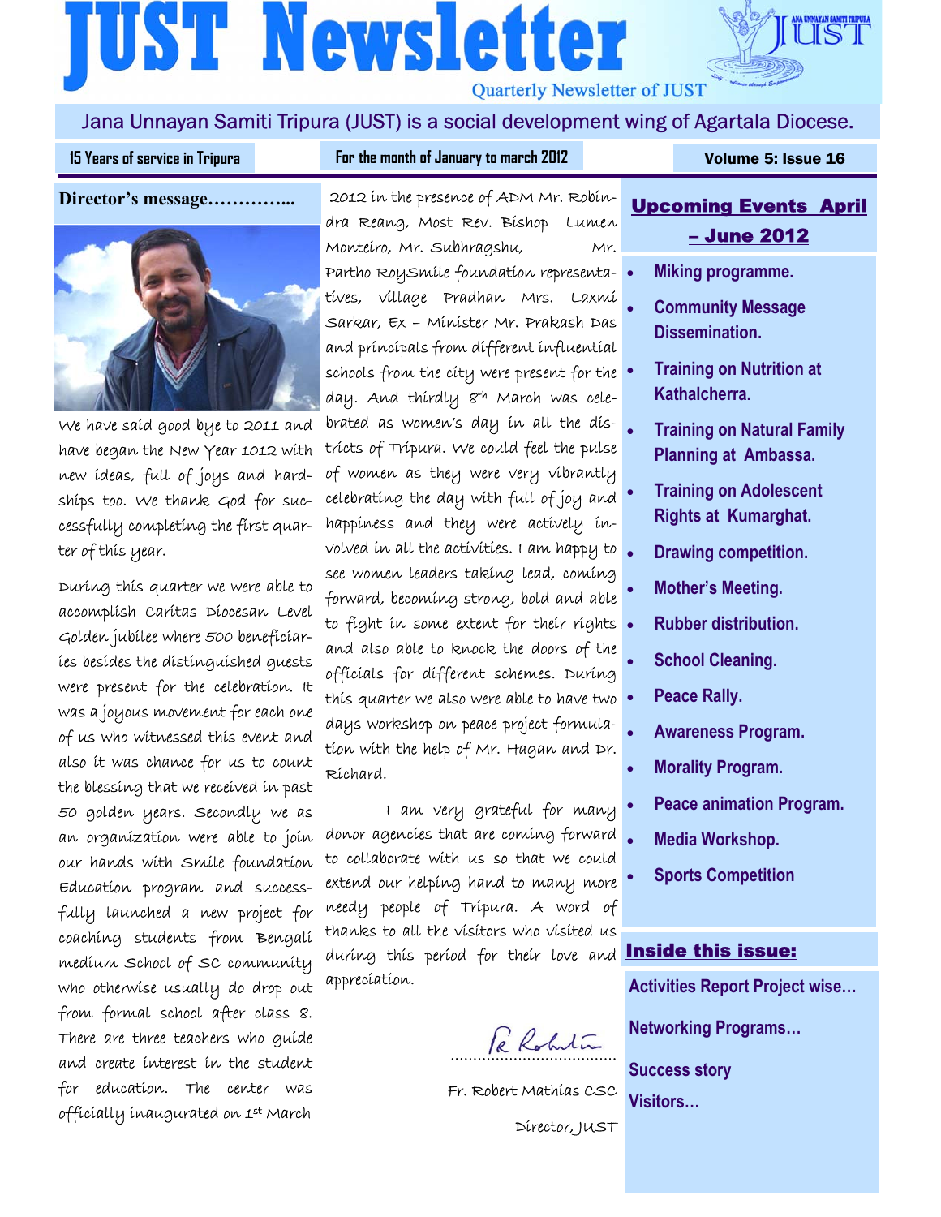# JUST Newsletter

Quarterly Newsletter of JUST

Jana Unnayan Samiti Tripura (JUST) is a social development wing of Agartala Diocese.

15 Years of service in Tripura | For the month of January to march 2012 | Volume 5: Issue 16

## Director's message…………...

We have said good bye to 2011 and have began the New Year 1012 with new ideas, full of joys and hardships too. We thank God for successfully completing the first quarter of this year.

During this quarter we were able to accomplish Caritas Diocesan Level Golden jubilee where 500 beneficiaries besides the distinguished guests were present for the celebration. It was a joyous movement for each one of us who witnessed this event and also it was chance for us to count the blessing that we received in past 50 golden years. Secondly we as an organization were able to join our hands with Smile foundation Education program and successfully launched a new project for coaching students from Bengali medium School of SC community who otherwise usually do drop out from formal school after class 8. There are three teachers who guide and create interest in the student for education. The center was officially inaugurated on 1st March 2012 in the presence of ADM Mr. Robindra Reang, Most Rev. Bishop Lumen Monteiro, Mr. Subhragshu, Mr. Partho RoySmile foundation representatives, village Pradhan Mrs. Laxmi Sarkar, Ex – Minister Mr. Prakash Das and principals from different influential schools from the city were present for the day. And thirdly 8th March was celebrated as women's day in all the districts of Tripura. We could feel the pulse of women as they were very vibrantly celebrating the day with full of joy and happiness and they were actively involved in all the activities. I am happy to see women leaders taking lead, coming forward, becoming strong, bold and able to fight in some extent for their rights and also able to knock the doors of the officials for different schemes. During this quarter we also were able to have two days workshop on peace project formulation with the help of Mr. Hagan and Dr. Richard.

I am very grateful for many donor agencies that are coming forward to collaborate with us so that we could extend our helping hand to many more needy people of Tripura. A word of thanks to all the visitors who visited us during this period for their love and appreciation.

Fr. Robert Mathias CSC

Director, JUST

## Upcoming Events April – June 2012

- Miking programme.
- Community Message Dissemination.
- Training on Nutrition at Kathalcherra.
- Training on Natural Family Planning at Ambassa.
- Training on Adolescent Rights at Kumarghat.
- Drawing competition.
- Mother's Meeting.
- Rubber distribution.
- School Cleaning.
- Peace Rally.
- Awareness Program.
- Morality Program.
- Peace animation Program.
- Media Workshop.
- Sports Competition

## Inside this issue:

Activities Report Project wise…

Networking Programs…

Success story

Visitors…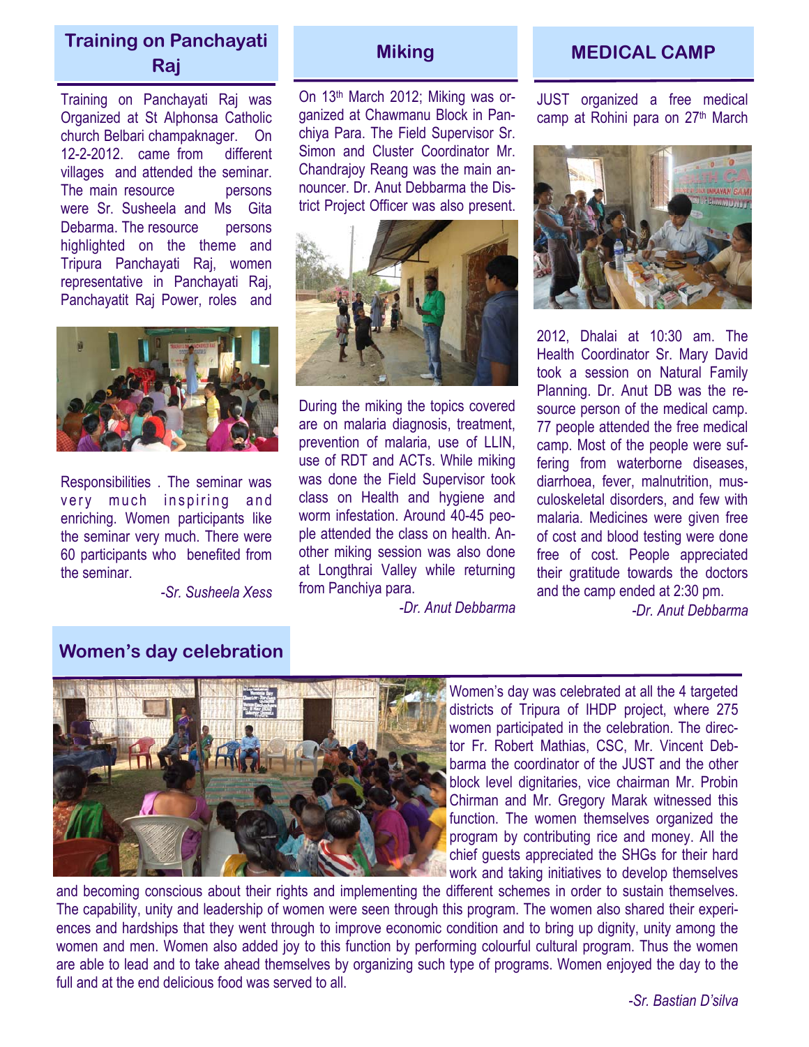## Training on Panchayati Raj

Training on Panchayati Raj was Organized at St Alphonsa Catholic church Belbari champaknager. On 12-2-2012. came from different villages and attended the seminar. The main resource persons were Sr. Susheela and Ms Gita Debarma. The resource persons highlighted on the theme and Tripura Panchayati Raj, women representative in Panchayati Raj, Panchayatit Raj Power, roles and Responsibilities . The seminar was very much inspiring and enriching. Women participants like the seminar very much. There were 60 participants who benefited from the seminar.

*-Sr. Susheela Xess*

## Miking

On 13th March 2012; Miking was organized at Chawmanu Block in Panchiya Para. The Field Supervisor Sr. Simon and Cluster Coordinator Mr. Chandrajoy Reang was the main announcer. Dr. Anut Debbarma the District Project Officer was also present.

During the miking the topics covered are on malaria diagnosis, treatment, prevention of malaria, use of LLIN, use of RDT and ACTs. While miking was done the Field Supervisor took class on Health and hygiene and worm infestation. Around 40-45 people attended the class on health. Another miking session was also done at Longthrai Valley while returning from Panchiya para.

*-Dr. Anut Debbarma*

## MEDICAL CAMP

JUST organized a free medical camp at Rohini para on 27th March 2012, Dhalai at 10:30 am. The Health Coordinator Sr. Mary David took a session on Natural Family Planning. Dr. Anut DB was the resource person of the medical camp. 77 people attended the free medical camp. Most of the people were suffering from waterborne diseases, diarrhoea, fever, malnutrition, musculoskeletal disorders, and few with malaria. Medicines were given free of cost and blood testing were done free of cost. People appreciated their gratitude towards the doctors and the camp ended at 2:30 pm.

*-Dr. Anut Debbarma*

## Women's day celebration

Women's day was celebrated at all the 4 targeted districts of Tripura of IHDP project, where 275 women participated in the celebration. The director Fr. Robert Mathias, CSC, Mr. Vincent Debbarma the coordinator of the JUST and the other block level dignitaries, vice chairman Mr. Probin Chirman and Mr. Gregory Marak witnessed this function. The women themselves organized the program by contributing rice and money. All the chief guests appreciated the SHGs for their hard work and taking initiatives to develop themselves and becoming conscious about their rights and implementing the different schemes in order to sustain themselves. The capability, unity and leadership of women were seen through this program. The women also shared their experiences and hardships that they went through to improve economic condition and to bring up dignity, unity among the women and men. Women also added joy to this function by performing colourful cultural program. Thus the women are able to lead and to take ahead themselves by organizing such type of programs. Women enjoyed the day to the full and at the end delicious food was served to all.

*-Sr. Bastian D'silva*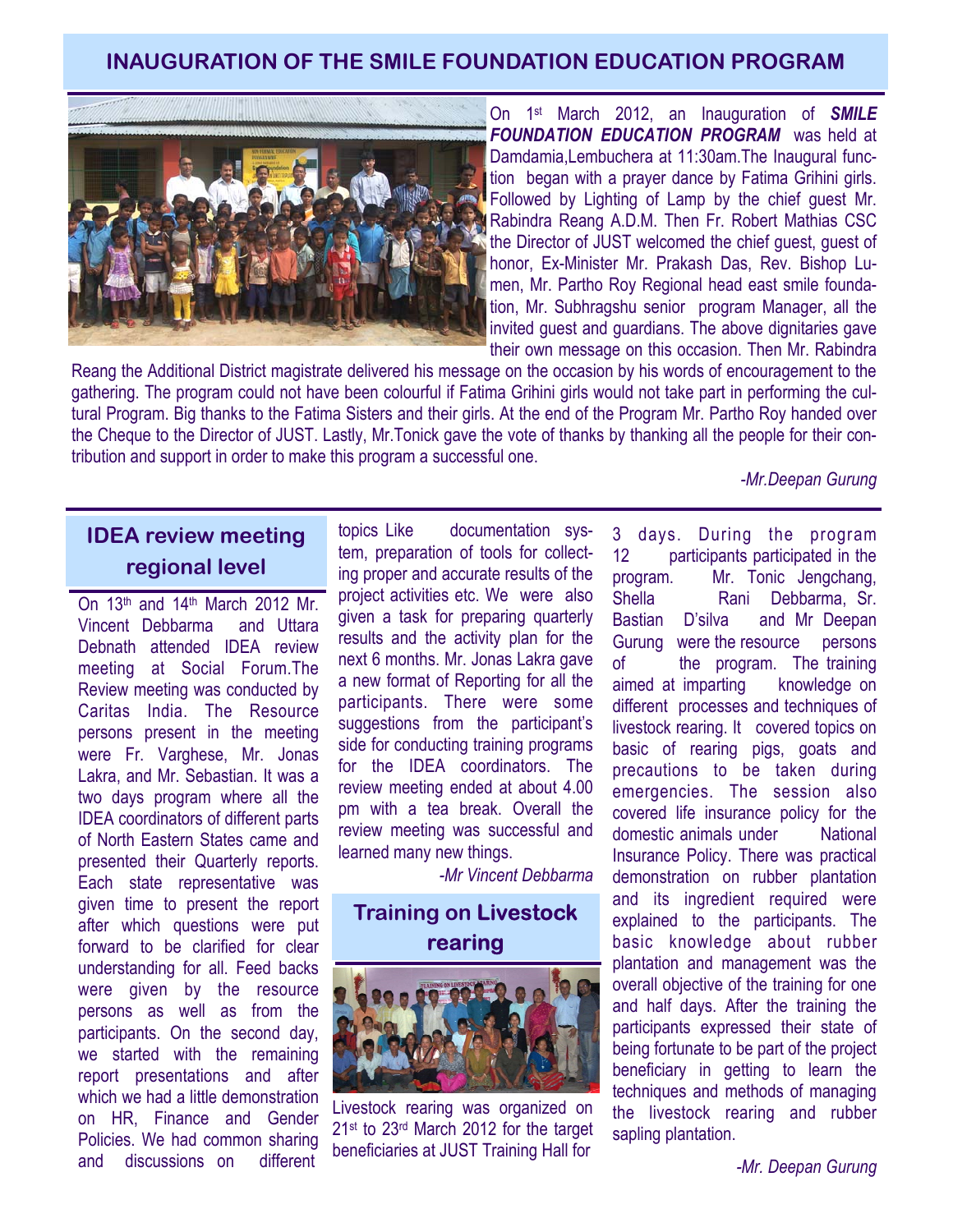## INAUGURATION OF THE SMILE FOUNDATION EDUCATION PROGRAM

On 1st March 2012, an Inauguration of ***SMILE FOUNDATION EDUCATION PROGRAM*** was held at Damdamia,Lembuchera at 11:30am.The Inaugural function began with a prayer dance by Fatima Grihini girls. Followed by Lighting of Lamp by the chief guest Mr. Rabindra Reang A.D.M. Then Fr. Robert Mathias CSC the Director of JUST welcomed the chief guest, guest of honor, Ex-Minister Mr. Prakash Das, Rev. Bishop Lumen, Mr. Partho Roy Regional head east smile foundation, Mr. Subhragshu senior program Manager, all the invited guest and guardians. The above dignitaries gave their own message on this occasion. Then Mr. Rabindra Reang the Additional District magistrate delivered his message on the occasion by his words of encouragement to the gathering. The program could not have been colourful if Fatima Grihini girls would not take part in performing the cultural Program. Big thanks to the Fatima Sisters and their girls. At the end of the Program Mr. Partho Roy handed over the Cheque to the Director of JUST. Lastly, Mr.Tonick gave the vote of thanks by thanking all the people for their contribution and support in order to make this program a successful one.

*-Mr.Deepan Gurung*

## IDEA review meeting regional level

On 13th and 14th March 2012 Mr. Vincent Debbarma and Uttara Debnath attended IDEA review meeting at Social Forum.The Review meeting was conducted by Caritas India. The Resource persons present in the meeting were Fr. Varghese, Mr. Jonas Lakra, and Mr. Sebastian. It was a two days program where all the IDEA coordinators of different parts of North Eastern States came and presented their Quarterly reports. Each state representative was given time to present the report after which questions were put forward to be clarified for clear understanding for all. Feed backs were given by the resource persons as well as from the participants. On the second day, we started with the remaining report presentations and after which we had a little demonstration on HR, Finance and Gender Policies. We had common sharing and discussions on different topics Like documentation system, preparation of tools for collecting proper and accurate results of the project activities etc. We were also given a task for preparing quarterly results and the activity plan for the next 6 months. Mr. Jonas Lakra gave a new format of Reporting for all the participants. There were some suggestions from the participant's side for conducting training programs for the IDEA coordinators. The review meeting ended at about 4.00 pm with a tea break. Overall the review meeting was successful and learned many new things.

*-Mr Vincent Debbarma*

## Training on Livestock rearing

Livestock rearing was organized on 21st to 23rd March 2012 for the target beneficiaries at JUST Training Hall for 3 days. During the program 12 participants participated in the program. Mr. Tonic Jengchang, Shella Rani Debbarma, Sr. Bastian D'silva and Mr Deepan Gurung were the resource persons of the program. The training aimed at imparting knowledge on different processes and techniques of livestock rearing. It covered topics on basic of rearing pigs, goats and precautions to be taken during emergencies. The session also covered life insurance policy for the domestic animals under National Insurance Policy. There was practical demonstration on rubber plantation and its ingredient required were explained to the participants. The basic knowledge about rubber plantation and management was the overall objective of the training for one and half days. After the training the participants expressed their state of being fortunate to be part of the project beneficiary in getting to learn the techniques and methods of managing the livestock rearing and rubber sapling plantation.

*-Mr. Deepan Gurung*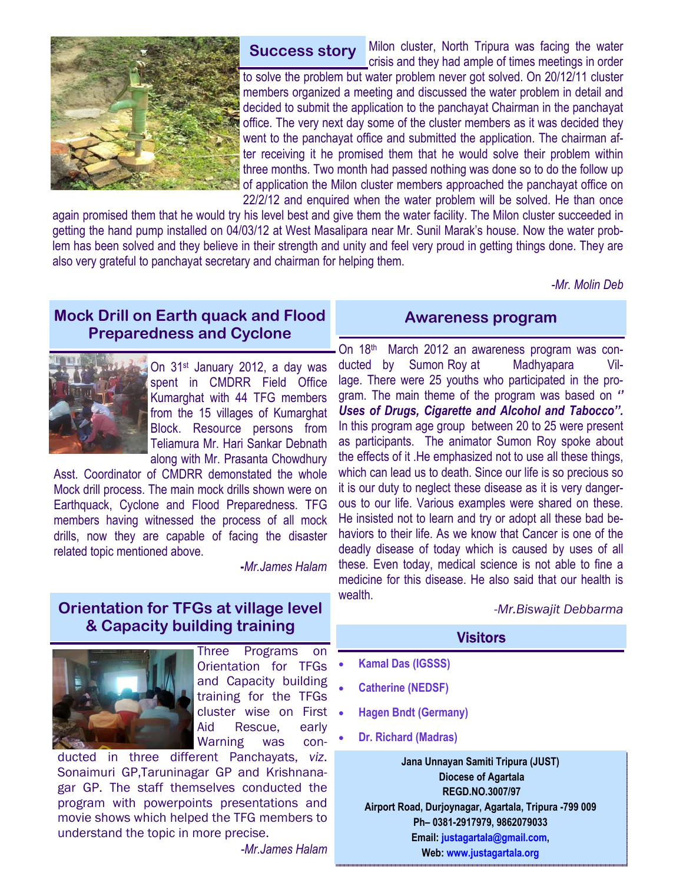## Success story

Milon cluster, North Tripura was facing the water crisis and they had ample of times meetings in order to solve the problem but water problem never got solved. On 20/12/11 cluster members organized a meeting and discussed the water problem in detail and decided to submit the application to the panchayat Chairman in the panchayat office. The very next day some of the cluster members as it was decided they went to the panchayat office and submitted the application. The chairman after receiving it he promised them that he would solve their problem within three months. Two month had passed nothing was done so to do the follow up of application the Milon cluster members approached the panchayat office on 22/2/12 and enquired when the water problem will be solved. He than once again promised them that he would try his level best and give them the water facility. The Milon cluster succeeded in getting the hand pump installed on 04/03/12 at West Masalipara near Mr. Sunil Marak's house. Now the water problem has been solved and they believe in their strength and unity and feel very proud in getting things done. They are also very grateful to panchayat secretary and chairman for helping them.

*-Mr. Molin Deb*

## Mock Drill on Earth quack and Flood Preparedness and Cyclone

On 31st January 2012, a day was spent in CMDRR Field Office Kumarghat with 44 TFG members from the 15 villages of Kumarghat Block. Resource persons from Teliamura Mr. Hari Sankar Debnath along with Mr. Prasanta Chowdhury Asst. Coordinator of CMDRR demonstated the whole Mock drill process. The main mock drills shown were on Earthquack, Cyclone and Flood Preparedness. TFG members having witnessed the process of all mock drills, now they are capable of facing the disaster related topic mentioned above.

*-Mr.James Halam*

## Orientation for TFGs at village level & Capacity building training

Three Programs on Orientation for TFGs and Capacity building training for the TFGs cluster wise on First Aid Rescue, early Warning was conducted in three different Panchayats, *viz*. Sonaimuri GP,Taruninagar GP and Krishnanagar GP. The staff themselves conducted the program with powerpoints presentations and movie shows which helped the TFG members to understand the topic in more precise.

*-Mr.James Halam*

## Awareness program

On 18th March 2012 an awareness program was conducted by Sumon Roy at Madhyapara Village. There were 25 youths who participated in the program. The main theme of the program was based on ***'' Uses of Drugs, Cigarette and Alcohol and Tabocco''.*** In this program age group between 20 to 25 were present as participants. The animator Sumon Roy spoke about the effects of it .He emphasized not to use all these things, which can lead us to death. Since our life is so precious so it is our duty to neglect these disease as it is very dangerous to our life. Various examples were shared on these. He insisted not to learn and try or adopt all these bad behaviors to their life. As we know that Cancer is one of the deadly disease of today which is caused by uses of all these. Even today, medical science is not able to fine a medicine for this disease. He also said that our health is wealth.

*-Mr.Biswajit Debbarma*

## Visitors

- **Kamal Das (IGSSS)**
- **Catherine (NEDSF)**
- **Hagen Bndt (Germany)**
- **Dr. Richard (Madras)**

**Jana Unnayan Samiti Tripura (JUST)**
**Diocese of Agartala**
**REGD.NO.3007/97**
**Airport Road, Durjoynagar, Agartala, Tripura -799 009**
**Ph– 0381-2917979, 9862079033**
**Email: justagartala@gmail.com,**
**Web: www.justagartala.org**